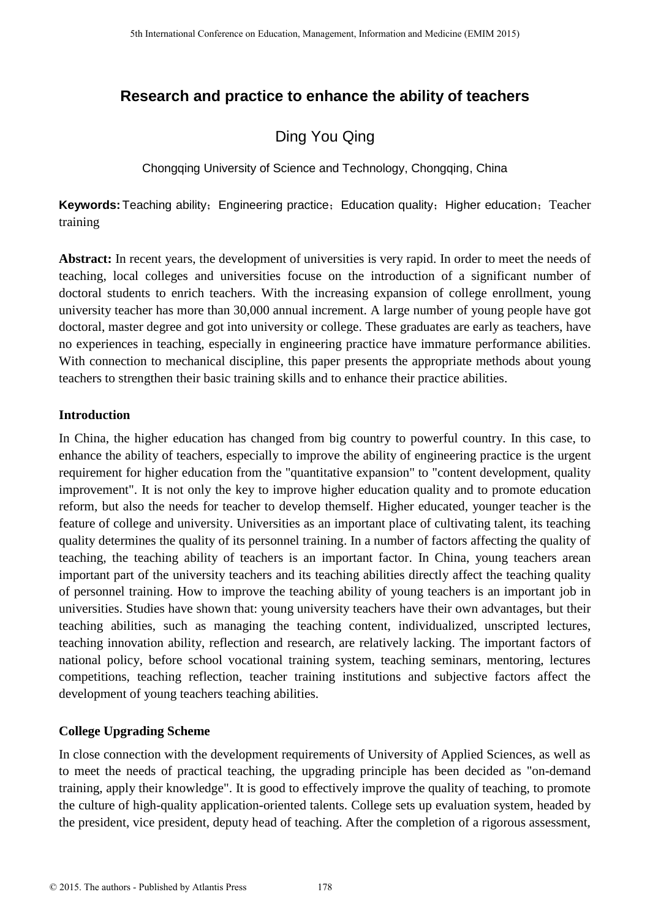# Research and practice to enhance the ability of teachers

Ding You Qing

Chongqing University of Science and Technology, Chongqing, China

**Keywords:** Teaching ability；Engineering practice；Education quality；Higher education；Teacher training

**Abstract:** In recent years, the development of universities is very rapid. In order to meet the needs of teaching, local colleges and universities focuse on the introduction of a significant number of doctoral students to enrich teachers. With the increasing expansion of college enrollment, young university teacher has more than 30,000 annual increment. A large number of young people have got doctoral, master degree and got into university or college. These graduates are early as teachers, have no experiences in teaching, especially in engineering practice have immature performance abilities. With connection to mechanical discipline, this paper presents the appropriate methods about young teachers to strengthen their basic training skills and to enhance their practice abilities.

## Introduction

In China, the higher education has changed from big country to powerful country. In this case, to enhance the ability of teachers, especially to improve the ability of engineering practice is the urgent requirement for higher education from the "quantitative expansion" to "content development, quality improvement". It is not only the key to improve higher education quality and to promote education reform, but also the needs for teacher to develop themself. Higher educated, younger teacher is the feature of college and university. Universities as an important place of cultivating talent, its teaching quality determines the quality of its personnel training. In a number of factors affecting the quality of teaching, the teaching ability of teachers is an important factor. In China, young teachers arean important part of the university teachers and its teaching abilities directly affect the teaching quality of personnel training. How to improve the teaching ability of young teachers is an important job in universities. Studies have shown that: young university teachers have their own advantages, but their teaching abilities, such as managing the teaching content, individualized, unscripted lectures, teaching innovation ability, reflection and research, are relatively lacking. The important factors of national policy, before school vocational training system, teaching seminars, mentoring, lectures competitions, teaching reflection, teacher training institutions and subjective factors affect the development of young teachers teaching abilities.

## College Upgrading Scheme

In close connection with the development requirements of University of Applied Sciences, as well as to meet the needs of practical teaching, the upgrading principle has been decided as "on-demand training, apply their knowledge". It is good to effectively improve the quality of teaching, to promote the culture of high-quality application-oriented talents. College sets up evaluation system, headed by the president, vice president, deputy head of teaching. After the completion of a rigorous assessment,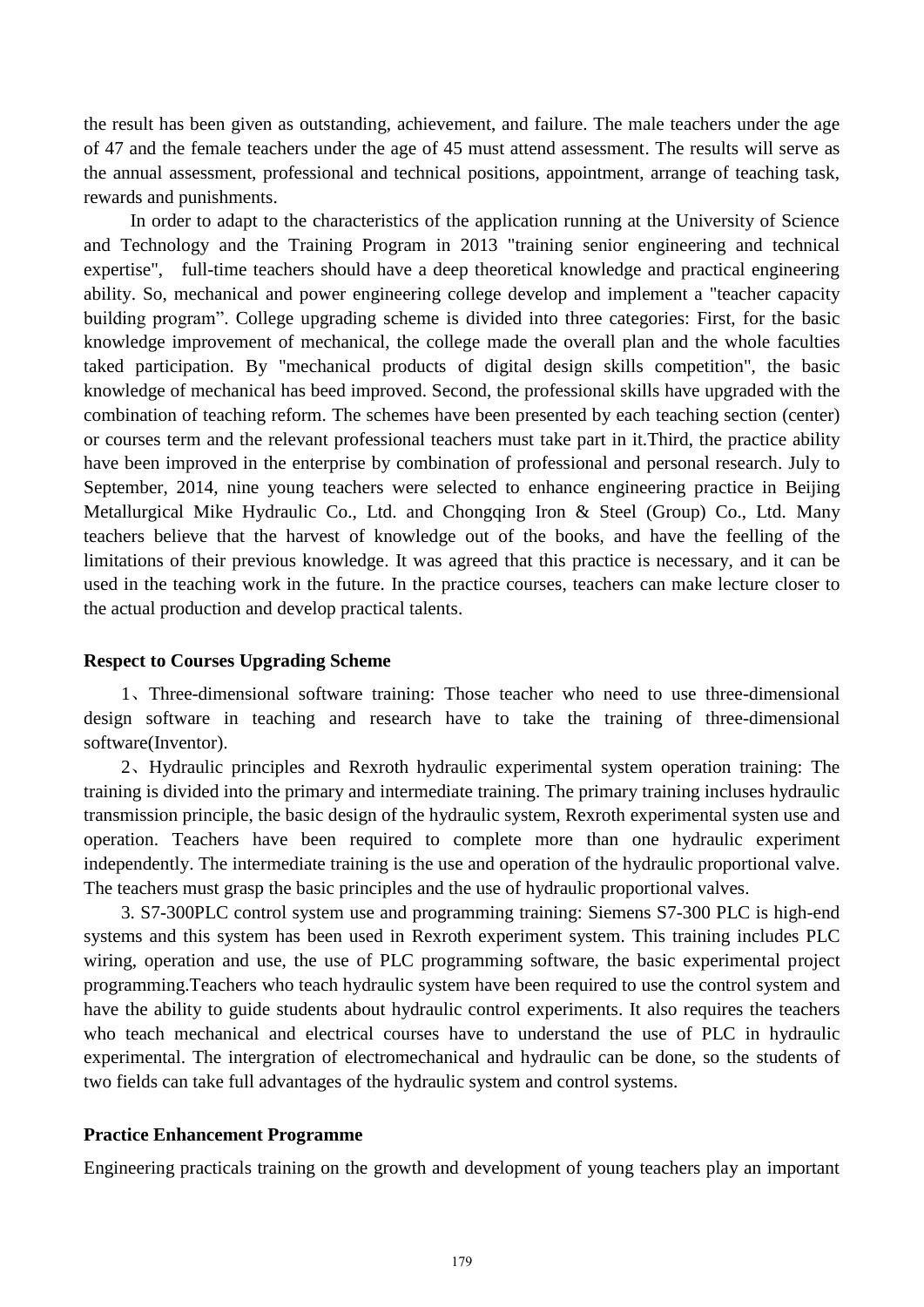the result has been given as outstanding, achievement, and failure. The male teachers under the age of 47 and the female teachers under the age of 45 must attend assessment. The results will serve as the annual assessment, professional and technical positions, appointment, arrange of teaching task, rewards and punishments.

In order to adapt to the characteristics of the application running at the University of Science and Technology and the Training Program in 2013 "training senior engineering and technical expertise", full-time teachers should have a deep theoretical knowledge and practical engineering ability. So, mechanical and power engineering college develop and implement a "teacher capacity building program". College upgrading scheme is divided into three categories: First, for the basic knowledge improvement of mechanical, the college made the overall plan and the whole faculties taked participation. By "mechanical products of digital design skills competition", the basic knowledge of mechanical has beed improved. Second, the professional skills have upgraded with the combination of teaching reform. The schemes have been presented by each teaching section (center) or courses term and the relevant professional teachers must take part in it.Third, the practice ability have been improved in the enterprise by combination of professional and personal research. July to September, 2014, nine young teachers were selected to enhance engineering practice in Beijing Metallurgical Mike Hydraulic Co., Ltd. and Chongqing Iron & Steel (Group) Co., Ltd. Many teachers believe that the harvest of knowledge out of the books, and have the feelling of the limitations of their previous knowledge. It was agreed that this practice is necessary, and it can be used in the teaching work in the future. In the practice courses, teachers can make lecture closer to the actual production and develop practical talents.

**Respect to Courses Upgrading Scheme**

1、Three-dimensional software training: Those teacher who need to use three-dimensional design software in teaching and research have to take the training of three-dimensional software(Inventor).

2、Hydraulic principles and Rexroth hydraulic experimental system operation training: The training is divided into the primary and intermediate training. The primary training incluses hydraulic transmission principle, the basic design of the hydraulic system, Rexroth experimental systen use and operation. Teachers have been required to complete more than one hydraulic experiment independently. The intermediate training is the use and operation of the hydraulic proportional valve. The teachers must grasp the basic principles and the use of hydraulic proportional valves.

3. S7-300PLC control system use and programming training: Siemens S7-300 PLC is high-end systems and this system has been used in Rexroth experiment system. This training includes PLC wiring, operation and use, the use of PLC programming software, the basic experimental project programming.Teachers who teach hydraulic system have been required to use the control system and have the ability to guide students about hydraulic control experiments. It also requires the teachers who teach mechanical and electrical courses have to understand the use of PLC in hydraulic experimental. The intergration of electromechanical and hydraulic can be done, so the students of two fields can take full advantages of the hydraulic system and control systems.

**Practice Enhancement Programme**

Engineering practicals training on the growth and development of young teachers play an important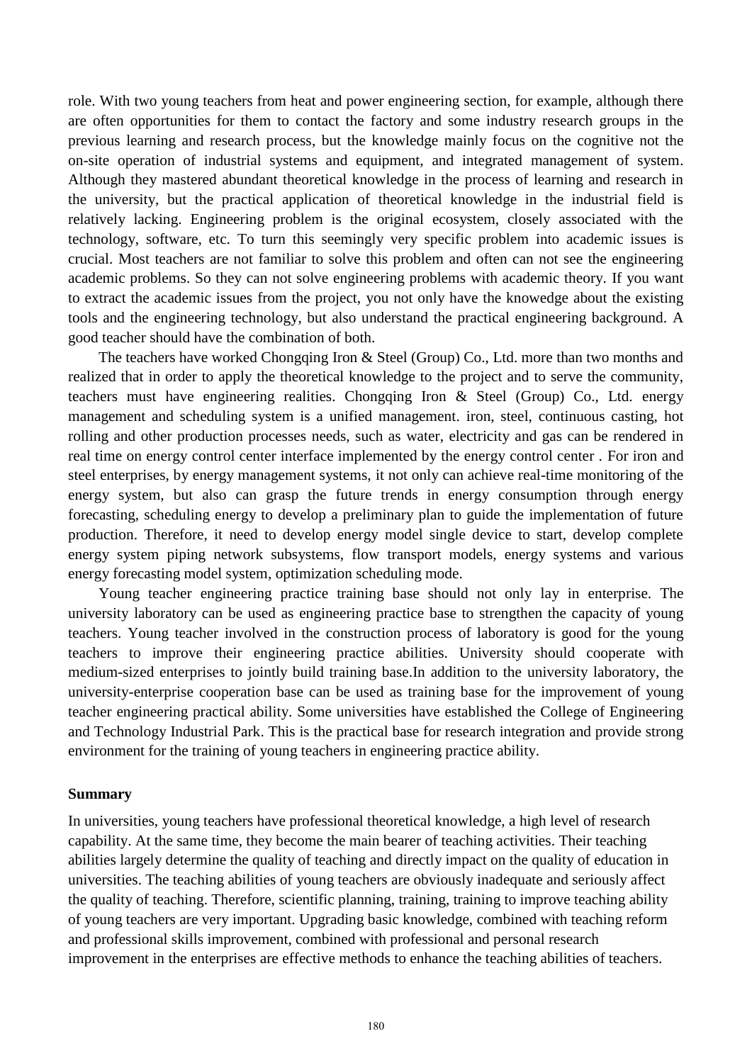role. With two young teachers from heat and power engineering section, for example, although there are often opportunities for them to contact the factory and some industry research groups in the previous learning and research process, but the knowledge mainly focus on the cognitive not the on-site operation of industrial systems and equipment, and integrated management of system. Although they mastered abundant theoretical knowledge in the process of learning and research in the university, but the practical application of theoretical knowledge in the industrial field is relatively lacking. Engineering problem is the original ecosystem, closely associated with the technology, software, etc. To turn this seemingly very specific problem into academic issues is crucial. Most teachers are not familiar to solve this problem and often can not see the engineering academic problems. So they can not solve engineering problems with academic theory. If you want to extract the academic issues from the project, you not only have the knowedge about the existing tools and the engineering technology, but also understand the practical engineering background. A good teacher should have the combination of both.

The teachers have worked Chongqing Iron & Steel (Group) Co., Ltd. more than two months and realized that in order to apply the theoretical knowledge to the project and to serve the community, teachers must have engineering realities. Chongqing Iron & Steel (Group) Co., Ltd. energy management and scheduling system is a unified management. iron, steel, continuous casting, hot rolling and other production processes needs, such as water, electricity and gas can be rendered in real time on energy control center interface implemented by the energy control center . For iron and steel enterprises, by energy management systems, it not only can achieve real-time monitoring of the energy system, but also can grasp the future trends in energy consumption through energy forecasting, scheduling energy to develop a preliminary plan to guide the implementation of future production. Therefore, it need to develop energy model single device to start, develop complete energy system piping network subsystems, flow transport models, energy systems and various energy forecasting model system, optimization scheduling mode.

Young teacher engineering practice training base should not only lay in enterprise. The university laboratory can be used as engineering practice base to strengthen the capacity of young teachers. Young teacher involved in the construction process of laboratory is good for the young teachers to improve their engineering practice abilities. University should cooperate with medium-sized enterprises to jointly build training base.In addition to the university laboratory, the university-enterprise cooperation base can be used as training base for the improvement of young teacher engineering practical ability. Some universities have established the College of Engineering and Technology Industrial Park. This is the practical base for research integration and provide strong environment for the training of young teachers in engineering practice ability.

**Summary**

In universities, young teachers have professional theoretical knowledge, a high level of research capability. At the same time, they become the main bearer of teaching activities. Their teaching abilities largely determine the quality of teaching and directly impact on the quality of education in universities. The teaching abilities of young teachers are obviously inadequate and seriously affect the quality of teaching. Therefore, scientific planning, training, training to improve teaching ability of young teachers are very important. Upgrading basic knowledge, combined with teaching reform and professional skills improvement, combined with professional and personal research improvement in the enterprises are effective methods to enhance the teaching abilities of teachers.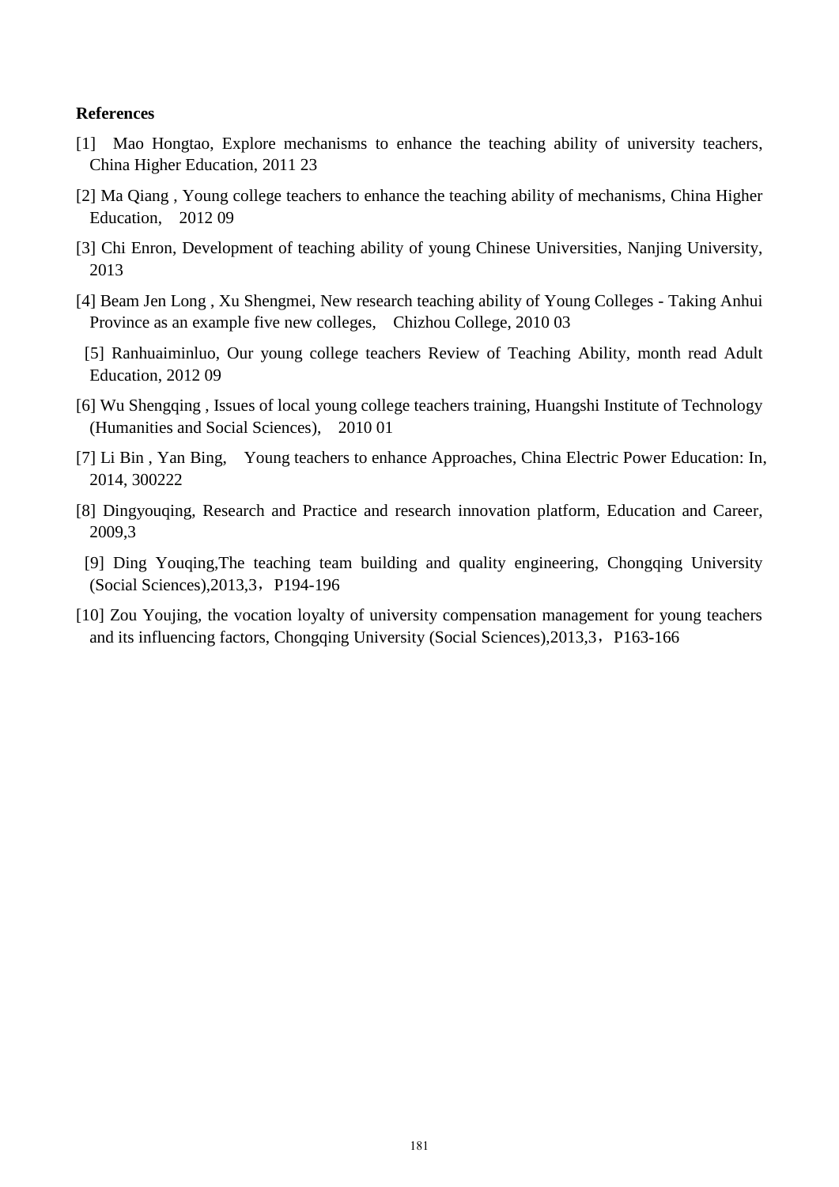**References**

[1] Mao Hongtao, Explore mechanisms to enhance the teaching ability of university teachers, China Higher Education, 2011 23

[2] Ma Qiang , Young college teachers to enhance the teaching ability of mechanisms, China Higher Education, 2012 09

[3] Chi Enron, Development of teaching ability of young Chinese Universities, Nanjing University, 2013

[4] Beam Jen Long , Xu Shengmei, New research teaching ability of Young Colleges - Taking Anhui Province as an example five new colleges, Chizhou College, 2010 03

[5] Ranhuaiminluo, Our young college teachers Review of Teaching Ability, month read Adult Education, 2012 09

[6] Wu Shengqing , Issues of local young college teachers training, Huangshi Institute of Technology (Humanities and Social Sciences), 2010 01

[7] Li Bin , Yan Bing, Young teachers to enhance Approaches, China Electric Power Education: In, 2014, 300222

[8] Dingyouqing, Research and Practice and research innovation platform, Education and Career, 2009,3

[9] Ding Youqing,The teaching team building and quality engineering, Chongqing University (Social Sciences),2013,3，P194-196

[10] Zou Youjing, the vocation loyalty of university compensation management for young teachers and its influencing factors, Chongqing University (Social Sciences),2013,3，P163-166